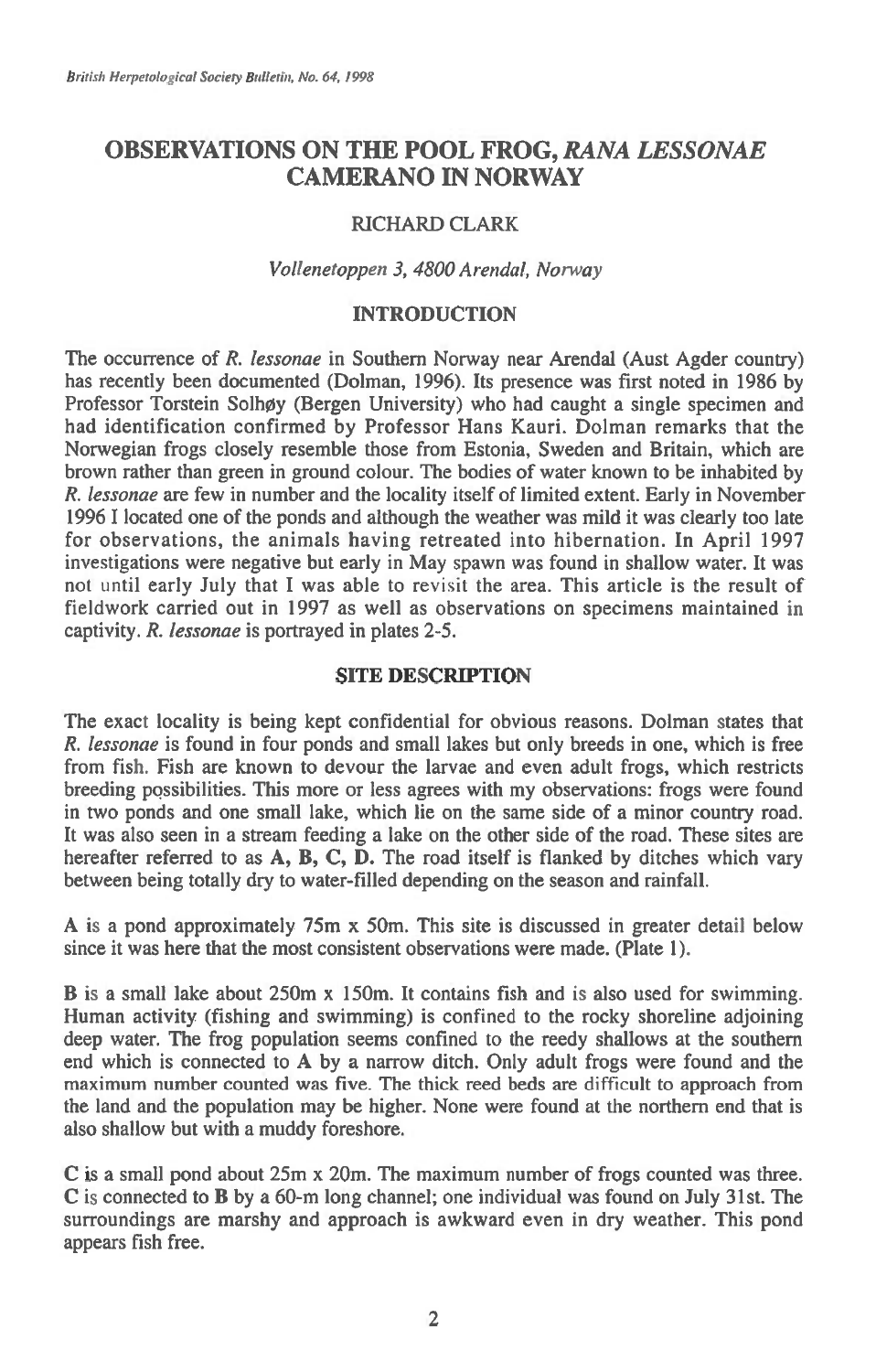# OBSERVATIONS ON THE POOL FROG, *RANA LESSONAE* CAMERANO IN NORWAY

RICHARD CLARK

*Vollenetoppen 3, 4800 Arendal, Norway*

## INTRODUCTION

The occurrence of *R. lessonae* in Southern Norway near Arendal (Aust Agder country) has recently been documented (Dolman, 1996). Its presence was first noted in 1986 by Professor Torstein Solhøy (Bergen University) who had caught a single specimen and had identification confirmed by Professor Hans Kauri. Dolman remarks that the Norwegian frogs closely resemble those from Estonia, Sweden and Britain, which are brown rather than green in ground colour. The bodies of water known to be inhabited by *R. lessonae* are few in number and the locality itself of limited extent. Early in November 1996 I located one of the ponds and although the weather was mild it was clearly too late for observations, the animals having retreated into hibernation. In April 1997 investigations were negative but early in May spawn was found in shallow water. It was not until early July that I was able to revisit the area. This article is the result of fieldwork carried out in 1997 as well as observations on specimens maintained in captivity. *R. lessonae* is portrayed in plates 2-5.

## SITE DESCRIPTION

The exact locality is being kept confidential for obvious reasons. Dolman states that *R. lessonae* is found in four ponds and small lakes but only breeds in one, which is free from fish. Fish are known to devour the larvae and even adult frogs, which restricts breeding possibilities. This more or less agrees with my observations: frogs were found in two ponds and one small lake, which lie on the same side of a minor country road. It was also seen in a stream feeding a lake on the other side of the road. These sites are hereafter referred to as **A, B, C, D.** The road itself is flanked by ditches which vary between being totally dry to water-filled depending on the season and rainfall.

**A** is a pond approximately 75m x 50m. This site is discussed in greater detail below since it was here that the most consistent observations were made. (Plate 1).

**B** is a small lake about 250m x 150m. It contains fish and is also used for swimming. Human activity (fishing and swimming) is confined to the rocky shoreline adjoining deep water. The frog population seems confined to the reedy shallows at the southern end which is connected to **A** by a narrow ditch. Only adult frogs were found and the maximum number counted was five. The thick reed beds are difficult to approach from the land and the population may be higher. None were found at the northern end that is also shallow but with a muddy foreshore.

**C** is a small pond about 25m x 20m. The maximum number of frogs counted was three. **C** is connected to **B** by a 60-m long channel; one individual was found on July 31st. The surroundings are marshy and approach is awkward even in dry weather. This pond appears fish free.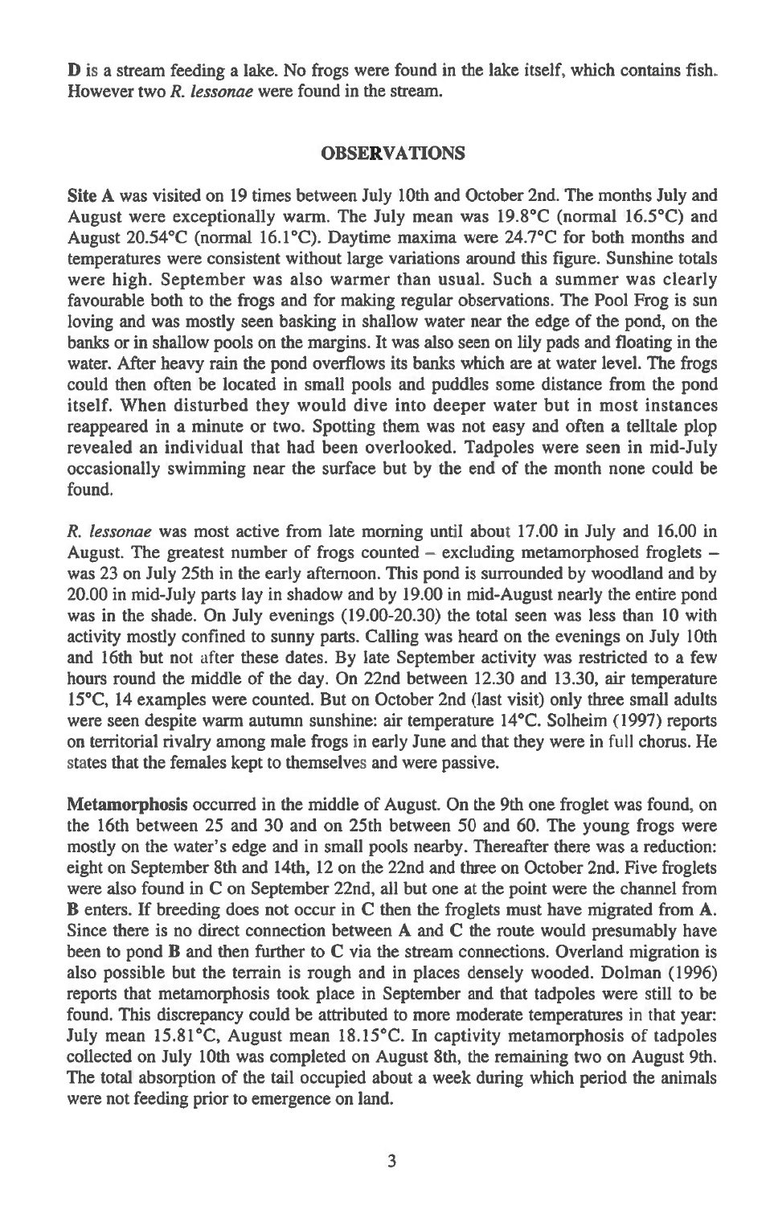**D** is a stream feeding a lake. No frogs were found in the lake itself, which contains fish. However two *R. lessonae* were found in the stream.

## OBSERVATIONS

**Site A** was visited on 19 times between July 10th and October 2nd. The months July and August were exceptionally warm. The July mean was 19.8°C (normal 16.5°C) and August 20.54°C (normal 16.1°C). Daytime maxima were 24.7°C for both months and temperatures were consistent without large variations around this figure. Sunshine totals were high. September was also warmer than usual. Such a summer was clearly favourable both to the frogs and for making regular observations. The Pool Frog is sun loving and was mostly seen basking in shallow water near the edge of the pond, on the banks or in shallow pools on the margins. It was also seen on lily pads and floating in the water. After heavy rain the pond overflows its banks which are at water level. The frogs could then often be located in small pools and puddles some distance from the pond itself. When disturbed they would dive into deeper water but in most instances reappeared in a minute or two. Spotting them was not easy and often a telltale plop revealed an individual that had been overlooked. Tadpoles were seen in mid-July occasionally swimming near the surface but by the end of the month none could be found.

*R. lessonae* was most active from late morning until about 17.00 in July and 16.00 in August. The greatest number of frogs counted – excluding metamorphosed froglets – was 23 on July 25th in the early afternoon. This pond is surrounded by woodland and by 20.00 in mid-July parts lay in shadow and by 19.00 in mid-August nearly the entire pond was in the shade. On July evenings (19.00-20.30) the total seen was less than 10 with activity mostly confined to sunny parts. Calling was heard on the evenings on July 10th and 16th but not after these dates. By late September activity was restricted to a few hours round the middle of the day. On 22nd between 12.30 and 13.30, air temperature 15°C, 14 examples were counted. But on October 2nd (last visit) only three small adults were seen despite warm autumn sunshine: air temperature 14°C. Solheim (1997) reports on territorial rivalry among male frogs in early June and that they were in full chorus. He states that the females kept to themselves and were passive.

**Metamorphosis** occurred in the middle of August. On the 9th one froglet was found, on the 16th between 25 and 30 and on 25th between 50 and 60. The young frogs were mostly on the water's edge and in small pools nearby. Thereafter there was a reduction: eight on September 8th and 14th, 12 on the 22nd and three on October 2nd. Five froglets were also found in C on September 22nd, all but one at the point were the channel from **B** enters. If breeding does not occur in **C** then the froglets must have migrated from **A**. Since there is no direct connection between **A** and **C** the route would presumably have been to pond **B** and then further to **C** via the stream connections. Overland migration is also possible but the terrain is rough and in places densely wooded. Dolman (1996) reports that metamorphosis took place in September and that tadpoles were still to be found. This discrepancy could be attributed to more moderate temperatures in that year: July mean 15.81°C, August mean 18.15°C. In captivity metamorphosis of tadpoles collected on July 10th was completed on August 8th, the remaining two on August 9th. The total absorption of the tail occupied about a week during which period the animals were not feeding prior to emergence on land.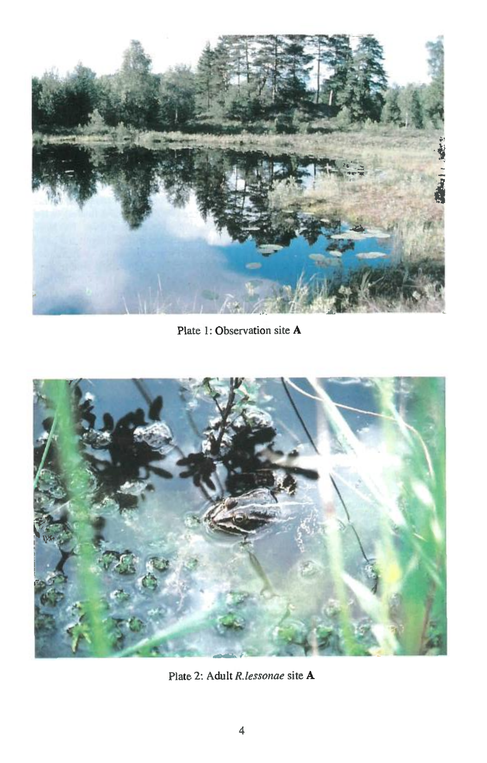Plate 1: Observation site **A**

Plate 2: Adult *R.lessonae* site **A**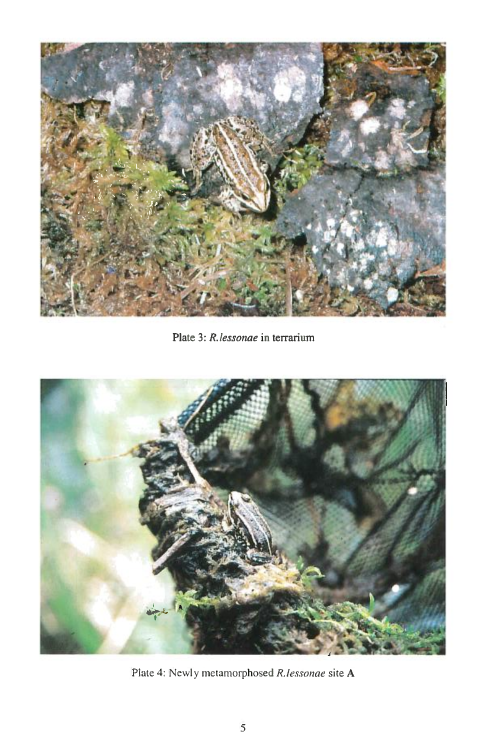Plate 3: *R.lessonae* in terrarium

Plate 4: Newly metamorphosed *R.lessonae* site **A**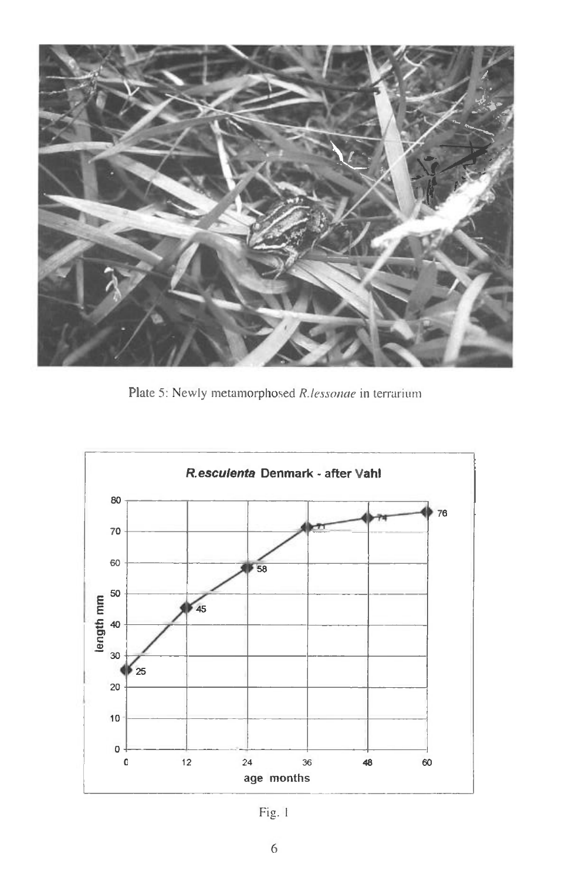Plate 5: Newly metamorphosed *R.lessonae* in terrarium

**R.esculenta Denmark - after Vahl**

| age months | length mm |
| --- | --- |
| 0 | 25 |
| 12 | 45 |
| 24 | 58 |
| 36 | 71 |
| 48 | 74 |
| 60 | 76 |

Fig. 1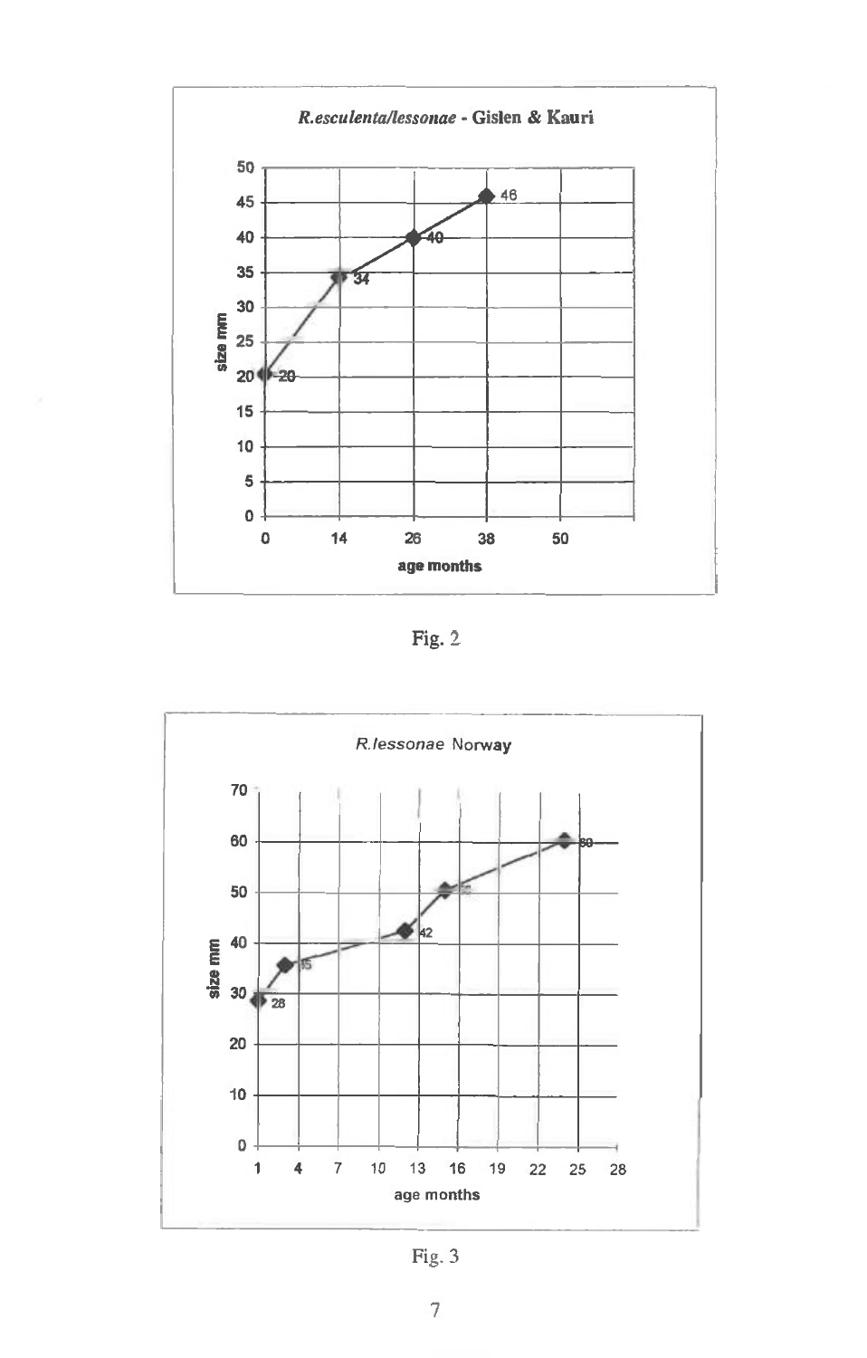Fig. 2

Fig. 3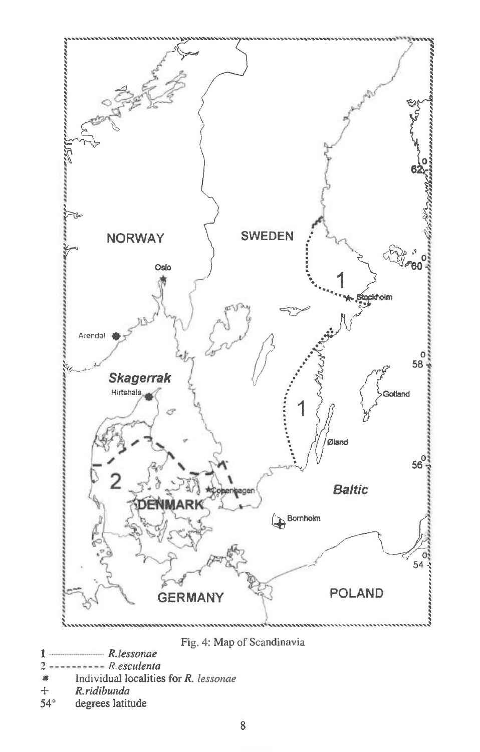Fig. 4: Map of Scandinavia

1 ·················· *R.lessonae*
2 - - - - - - - - - *R.esculenta*
✱ Individual localities for *R. lessonae*
+ *R.ridibunda*
54° degrees latitude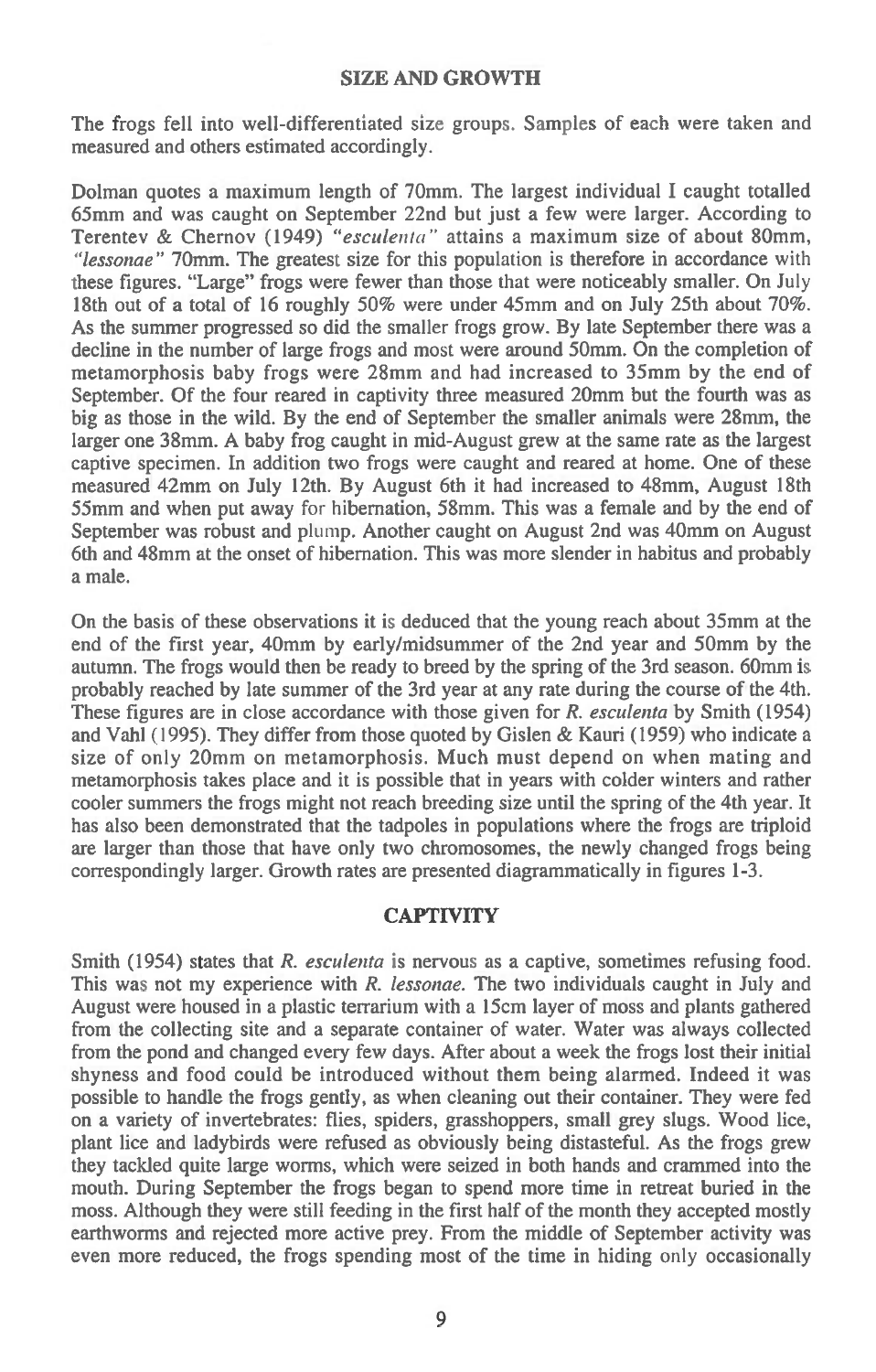## SIZE AND GROWTH

The frogs fell into well-differentiated size groups. Samples of each were taken and measured and others estimated accordingly.

Dolman quotes a maximum length of 70mm. The largest individual I caught totalled 65mm and was caught on September 22nd but just a few were larger. According to Terentev & Chernov (1949) *"esculenta"* attains a maximum size of about 80mm, *"lessonae"* 70mm. The greatest size for this population is therefore in accordance with these figures. "Large" frogs were fewer than those that were noticeably smaller. On July 18th out of a total of 16 roughly 50% were under 45mm and on July 25th about 70%. As the summer progressed so did the smaller frogs grow. By late September there was a decline in the number of large frogs and most were around 50mm. On the completion of metamorphosis baby frogs were 28mm and had increased to 35mm by the end of September. Of the four reared in captivity three measured 20mm but the fourth was as big as those in the wild. By the end of September the smaller animals were 28mm, the larger one 38mm. A baby frog caught in mid-August grew at the same rate as the largest captive specimen. In addition two frogs were caught and reared at home. One of these measured 42mm on July 12th. By August 6th it had increased to 48mm, August 18th 55mm and when put away for hibernation, 58mm. This was a female and by the end of September was robust and plump. Another caught on August 2nd was 40mm on August 6th and 48mm at the onset of hibernation. This was more slender in habitus and probably a male.

On the basis of these observations it is deduced that the young reach about 35mm at the end of the first year, 40mm by early/midsummer of the 2nd year and 50mm by the autumn. The frogs would then be ready to breed by the spring of the 3rd season. 60mm is probably reached by late summer of the 3rd year at any rate during the course of the 4th. These figures are in close accordance with those given for *R. esculenta* by Smith (1954) and Vahl (1995). They differ from those quoted by Gislen & Kauri (1959) who indicate a size of only 20mm on metamorphosis. Much must depend on when mating and metamorphosis takes place and it is possible that in years with colder winters and rather cooler summers the frogs might not reach breeding size until the spring of the 4th year. It has also been demonstrated that the tadpoles in populations where the frogs are triploid are larger than those that have only two chromosomes, the newly changed frogs being correspondingly larger. Growth rates are presented diagrammatically in figures 1-3.

## CAPTIVITY

Smith (1954) states that *R. esculenta* is nervous as a captive, sometimes refusing food. This was not my experience with *R. lessonae*. The two individuals caught in July and August were housed in a plastic terrarium with a 15cm layer of moss and plants gathered from the collecting site and a separate container of water. Water was always collected from the pond and changed every few days. After about a week the frogs lost their initial shyness and food could be introduced without them being alarmed. Indeed it was possible to handle the frogs gently, as when cleaning out their container. They were fed on a variety of invertebrates: flies, spiders, grasshoppers, small grey slugs. Wood lice, plant lice and ladybirds were refused as obviously being distasteful. As the frogs grew they tackled quite large worms, which were seized in both hands and crammed into the mouth. During September the frogs began to spend more time in retreat buried in the moss. Although they were still feeding in the first half of the month they accepted mostly earthworms and rejected more active prey. From the middle of September activity was even more reduced, the frogs spending most of the time in hiding only occasionally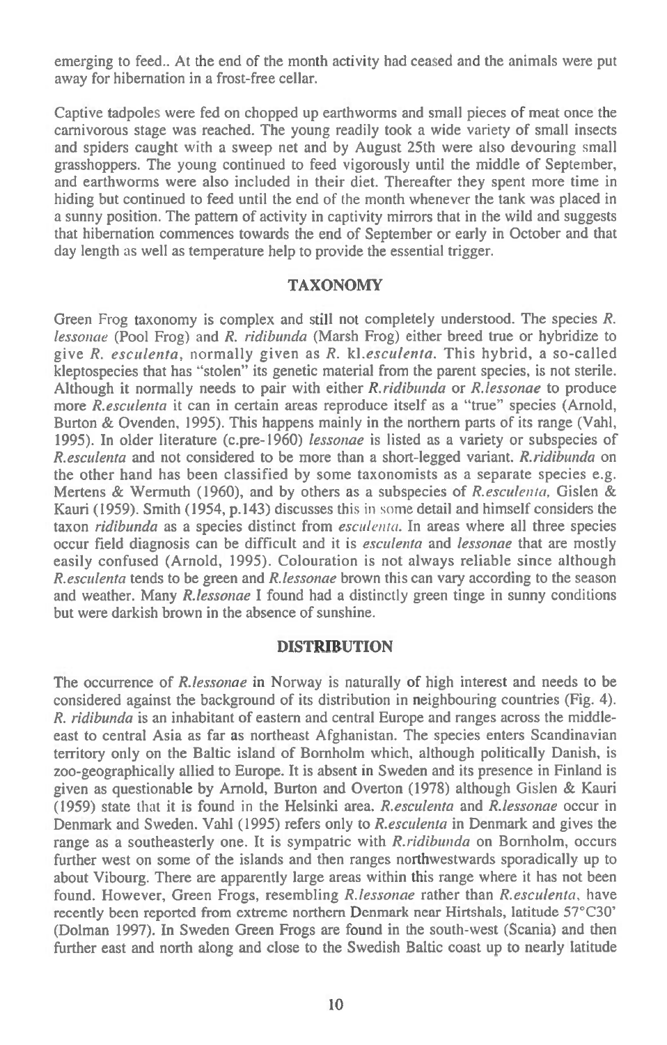emerging to feed.. At the end of the month activity had ceased and the animals were put away for hibernation in a frost-free cellar.

Captive tadpoles were fed on chopped up earthworms and small pieces of meat once the carnivorous stage was reached. The young readily took a wide variety of small insects and spiders caught with a sweep net and by August 25th were also devouring small grasshoppers. The young continued to feed vigorously until the middle of September, and earthworms were also included in their diet. Thereafter they spent more time in hiding but continued to feed until the end of the month whenever the tank was placed in a sunny position. The pattern of activity in captivity mirrors that in the wild and suggests that hibernation commences towards the end of September or early in October and that day length as well as temperature help to provide the essential trigger.

## TAXONOMY

Green Frog taxonomy is complex and still not completely understood. The species *R. lessonae* (Pool Frog) and *R. ridibunda* (Marsh Frog) either breed true or hybridize to give *R. esculenta*, normally given as *R.* kl.*esculenta*. This hybrid, a so-called kleptospecies that has "stolen" its genetic material from the parent species, is not sterile. Although it normally needs to pair with either *R.ridibunda* or *R.lessonae* to produce more *R.esculenta* it can in certain areas reproduce itself as a "true" species (Arnold, Burton & Ovenden, 1995). This happens mainly in the northern parts of its range (Vahl, 1995). In older literature (c.pre-1960) *lessonae* is listed as a variety or subspecies of *R.esculenta* and not considered to be more than a short-legged variant. *R.ridibunda* on the other hand has been classified by some taxonomists as a separate species e.g. Mertens & Wermuth (1960), and by others as a subspecies of *R.esculenta*, Gislen & Kauri (1959). Smith (1954, p.143) discusses this in some detail and himself considers the taxon *ridibunda* as a species distinct from *esculenta*. In areas where all three species occur field diagnosis can be difficult and it is *esculenta* and *lessonae* that are mostly easily confused (Arnold, 1995). Colouration is not always reliable since although *R.esculenta* tends to be green and *R.lessonae* brown this can vary according to the season and weather. Many *R.lessonae* I found had a distinctly green tinge in sunny conditions but were darkish brown in the absence of sunshine.

## DISTRIBUTION

The occurrence of *R.lessonae* in Norway is naturally of high interest and needs to be considered against the background of its distribution in neighbouring countries (Fig. 4). *R. ridibunda* is an inhabitant of eastern and central Europe and ranges across the middle-east to central Asia as far as northeast Afghanistan. The species enters Scandinavian territory only on the Baltic island of Bornholm which, although politically Danish, is zoo-geographically allied to Europe. It is absent in Sweden and its presence in Finland is given as questionable by Arnold, Burton and Overton (1978) although Gislen & Kauri (1959) state that it is found in the Helsinki area. *R.esculenta* and *R.lessonae* occur in Denmark and Sweden. Vahl (1995) refers only to *R.esculenta* in Denmark and gives the range as a southeasterly one. It is sympatric with *R.ridibunda* on Bornholm, occurs further west on some of the islands and then ranges northwestwards sporadically up to about Vibourg. There are apparently large areas within this range where it has not been found. However, Green Frogs, resembling *R.lessonae* rather than *R.esculenta*, have recently been reported from extreme northern Denmark near Hirtshals, latitude 57°C30' (Dolman 1997). In Sweden Green Frogs are found in the south-west (Scania) and then further east and north along and close to the Swedish Baltic coast up to nearly latitude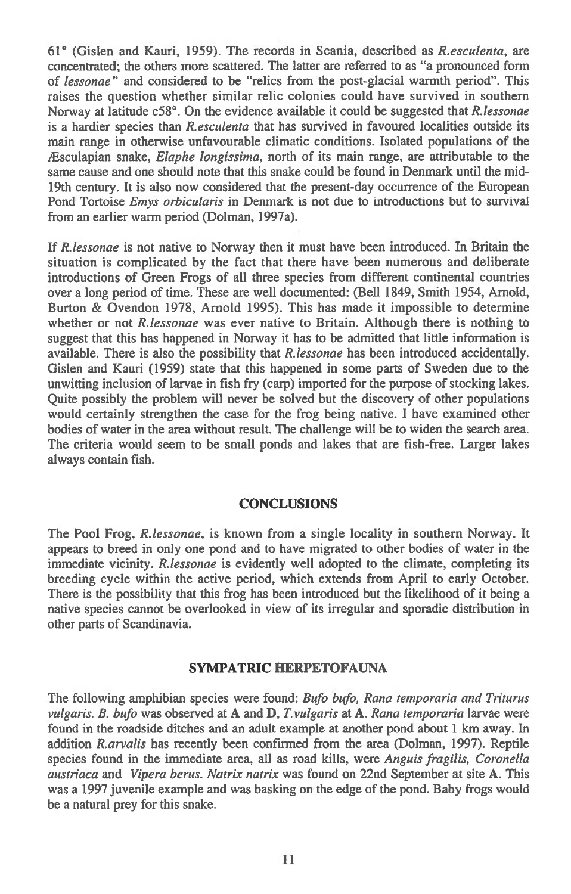61° (Gislen and Kauri, 1959). The records in Scania, described as *R.esculenta*, are concentrated; the others more scattered. The latter are referred to as "a pronounced form of *lessonae*" and considered to be "relics from the post-glacial warmth period". This raises the question whether similar relic colonies could have survived in southern Norway at latitude c58°. On the evidence available it could be suggested that *R.lessonae* is a hardier species than *R.esculenta* that has survived in favoured localities outside its main range in otherwise unfavourable climatic conditions. Isolated populations of the Æsculapian snake, *Elaphe longissima*, north of its main range, are attributable to the same cause and one should note that this snake could be found in Denmark until the mid-19th century. It is also now considered that the present-day occurrence of the European Pond Tortoise *Emys orbicularis* in Denmark is not due to introductions but to survival from an earlier warm period (Dolman, 1997a).

If *R.lessonae* is not native to Norway then it must have been introduced. In Britain the situation is complicated by the fact that there have been numerous and deliberate introductions of Green Frogs of all three species from different continental countries over a long period of time. These are well documented: (Bell 1849, Smith 1954, Arnold, Burton & Ovendon 1978, Arnold 1995). This has made it impossible to determine whether or not *R.lessonae* was ever native to Britain. Although there is nothing to suggest that this has happened in Norway it has to be admitted that little information is available. There is also the possibility that *R.lessonae* has been introduced accidentally. Gislen and Kauri (1959) state that this happened in some parts of Sweden due to the unwitting inclusion of larvae in fish fry (carp) imported for the purpose of stocking lakes. Quite possibly the problem will never be solved but the discovery of other populations would certainly strengthen the case for the frog being native. I have examined other bodies of water in the area without result. The challenge will be to widen the search area. The criteria would seem to be small ponds and lakes that are fish-free. Larger lakes always contain fish.

## CONCLUSIONS

The Pool Frog, *R.lessonae*, is known from a single locality in southern Norway. It appears to breed in only one pond and to have migrated to other bodies of water in the immediate vicinity. *R.lessonae* is evidently well adopted to the climate, completing its breeding cycle within the active period, which extends from April to early October. There is the possibility that this frog has been introduced but the likelihood of it being a native species cannot be overlooked in view of its irregular and sporadic distribution in other parts of Scandinavia.

## SYMPATRIC HERPETOFAUNA

The following amphibian species were found: *Bufo bufo, Rana temporaria and Triturus vulgaris*. *B. bufo* was observed at **A** and **D**, *T.vulgaris* at **A**. *Rana temporaria* larvae were found in the roadside ditches and an adult example at another pond about 1 km away. In addition *R.arvalis* has recently been confirmed from the area (Dolman, 1997). Reptile species found in the immediate area, all as road kills, were *Anguis fragilis, Coronella austriaca* and *Vipera berus*. *Natrix natrix* was found on 22nd September at site **A**. This was a 1997 juvenile example and was basking on the edge of the pond. Baby frogs would be a natural prey for this snake.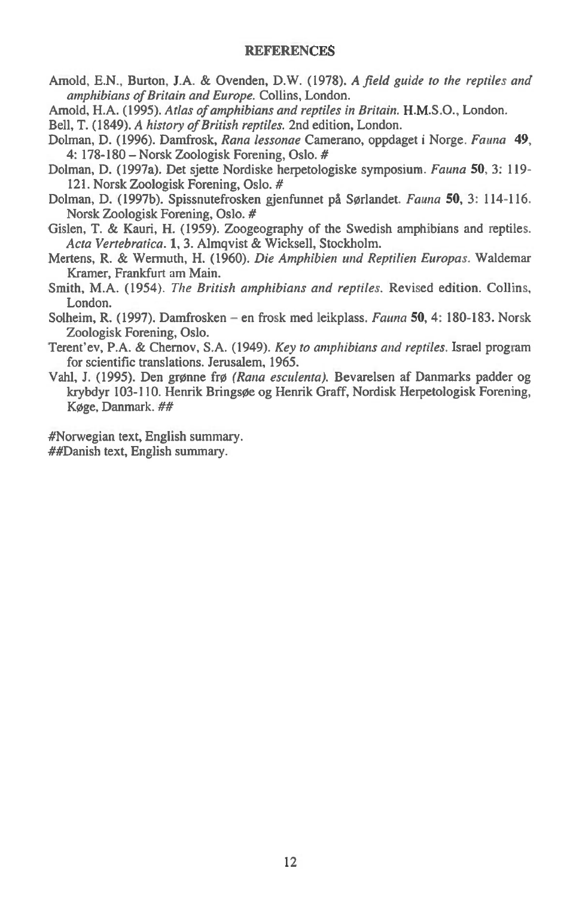## REFERENCES

Arnold, E.N., Burton, J.A. & Ovenden, D.W. (1978). *A field guide to the reptiles and amphibians of Britain and Europe.* Collins, London.

Arnold, H.A. (1995). *Atlas of amphibians and reptiles in Britain.* H.M.S.O., London.

Bell, T. (1849). *A history of British reptiles.* 2nd edition, London.

Dolman, D. (1996). Damfrosk, *Rana lessonae* Camerano, oppdaget i Norge. *Fauna* **49**, 4: 178-180 – Norsk Zoologisk Forening, Oslo. #

Dolman, D. (1997a). Det sjette Nordiske herpetologiske symposium. *Fauna* **50**, 3: 119-121. Norsk Zoologisk Forening, Oslo. #

Dolman, D. (1997b). Spissnutefrosken gjenfunnet på Sørlandet. *Fauna* **50**, 3: 114-116. Norsk Zoologisk Forening, Oslo. #

Gislen, T. & Kauri, H. (1959). Zoogeography of the Swedish amphibians and reptiles. *Acta Vertebratica*. **1**, 3. Almqvist & Wicksell, Stockholm.

Mertens, R. & Wermuth, H. (1960). *Die Amphibien und Reptilien Europas.* Waldemar Kramer, Frankfurt am Main.

Smith, M.A. (1954). *The British amphibians and reptiles.* Revised edition. Collins, London.

Solheim, R. (1997). Damfrosken – en frosk med leikplass. *Fauna* **50**, 4: 180-183. Norsk Zoologisk Forening, Oslo.

Terent'ev, P.A. & Chernov, S.A. (1949). *Key to amphibians and reptiles.* Israel program for scientific translations. Jerusalem, 1965.

Vahl, J. (1995). Den grønne frø *(Rana esculenta).* Bevarelsen af Danmarks padder og krybdyr 103-110. Henrik Bringsøe og Henrik Graff, Nordisk Herpetologisk Forening, Køge, Danmark. ##

#Norwegian text, English summary.

##Danish text, English summary.